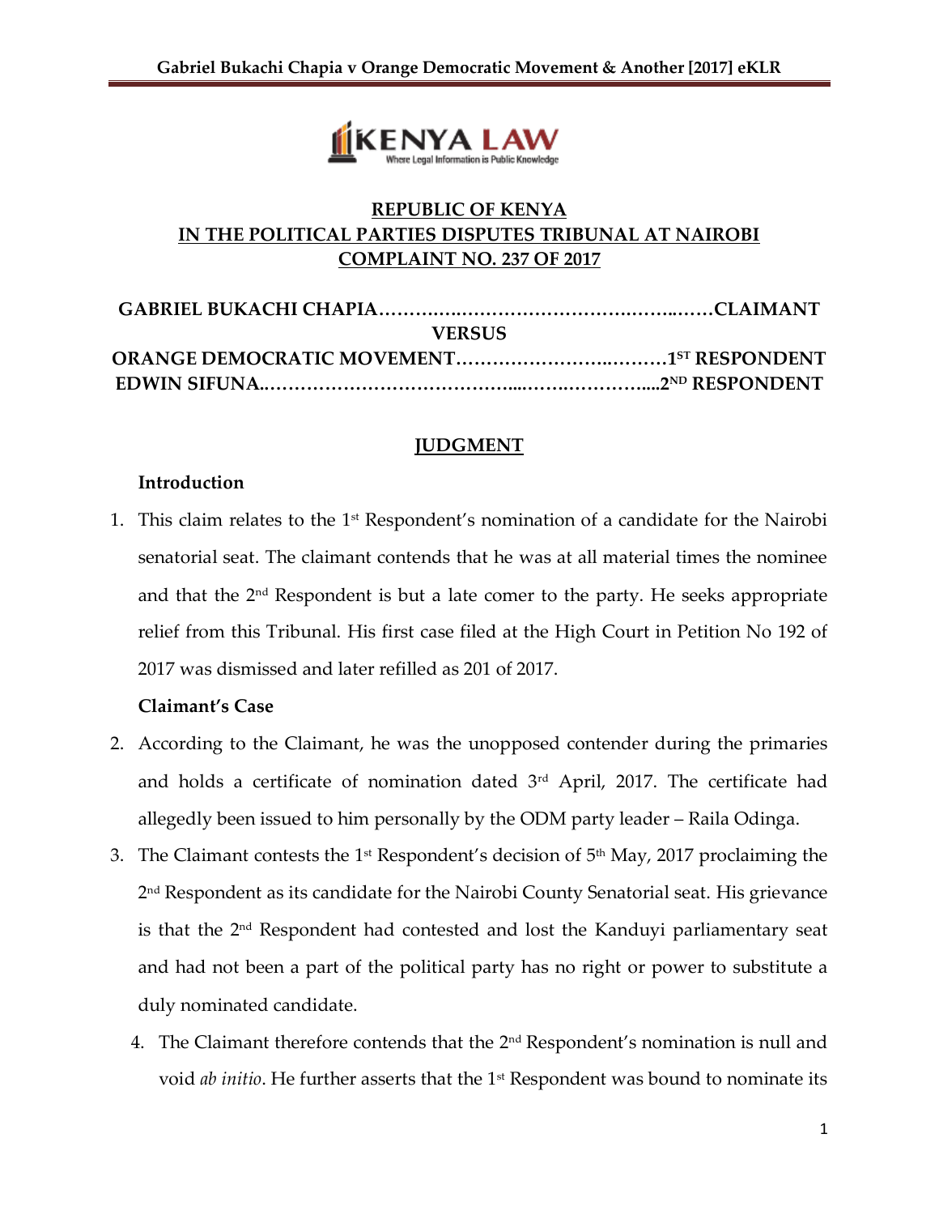**REPUBLIC OF KENYA**
**IN THE POLITICAL PARTIES DISPUTES TRIBUNAL AT NAIROBI**
**COMPLAINT NO. 237 OF 2017**

**GABRIEL BUKACHI CHAPIA……………………………………………CLAIMANT**

**VERSUS**

**ORANGE DEMOCRATIC MOVEMENT……………………………1ST RESPONDENT**
**EDWIN SIFUNA…………………………………………………………2ND RESPONDENT**

## JUDGMENT

### Introduction

1. This claim relates to the 1st Respondent's nomination of a candidate for the Nairobi senatorial seat. The claimant contends that he was at all material times the nominee and that the 2nd Respondent is but a late comer to the party. He seeks appropriate relief from this Tribunal. His first case filed at the High Court in Petition No 192 of 2017 was dismissed and later refilled as 201 of 2017.

### Claimant's Case

2. According to the Claimant, he was the unopposed contender during the primaries and holds a certificate of nomination dated 3rd April, 2017. The certificate had allegedly been issued to him personally by the ODM party leader – Raila Odinga.
3. The Claimant contests the 1st Respondent's decision of 5th May, 2017 proclaiming the 2nd Respondent as its candidate for the Nairobi County Senatorial seat. His grievance is that the 2nd Respondent had contested and lost the Kanduyi parliamentary seat and had not been a part of the political party has no right or power to substitute a duly nominated candidate.
4. The Claimant therefore contends that the 2nd Respondent's nomination is null and void *ab initio*. He further asserts that the 1st Respondent was bound to nominate its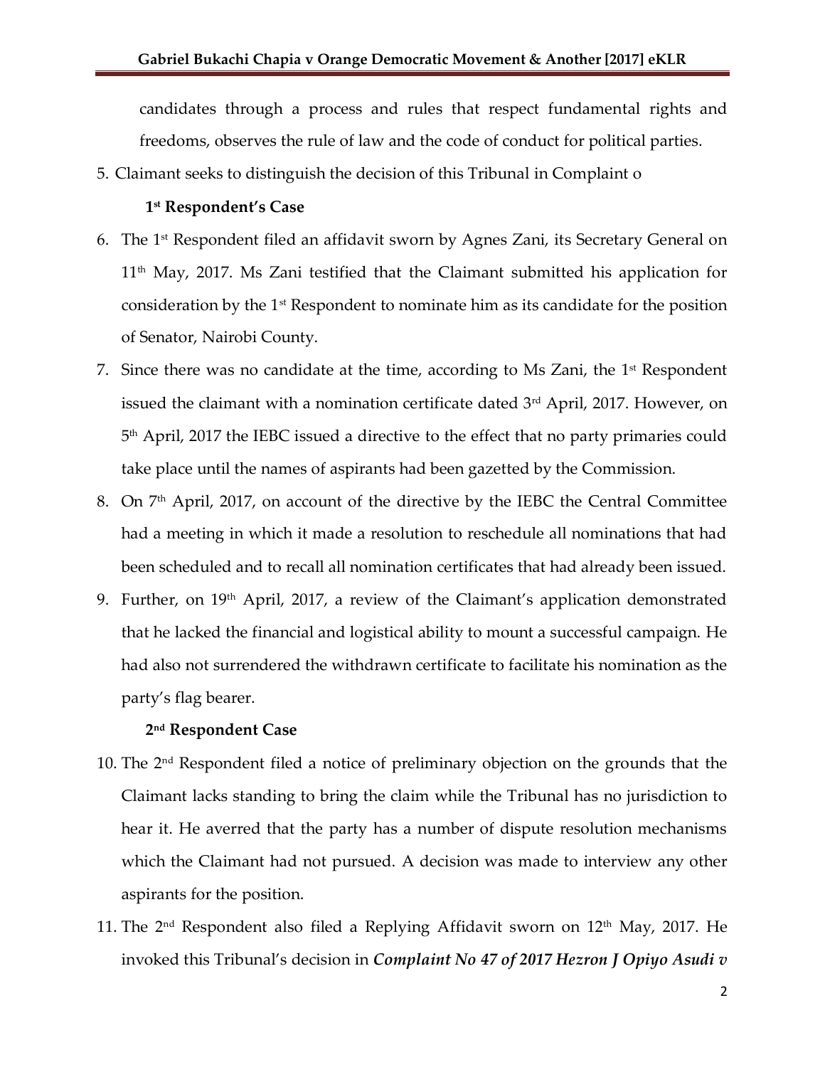candidates through a process and rules that respect fundamental rights and freedoms, observes the rule of law and the code of conduct for political parties.

5. Claimant seeks to distinguish the decision of this Tribunal in Complaint o

**1st Respondent's Case**

6. The 1st Respondent filed an affidavit sworn by Agnes Zani, its Secretary General on 11th May, 2017. Ms Zani testified that the Claimant submitted his application for consideration by the 1st Respondent to nominate him as its candidate for the position of Senator, Nairobi County.
7. Since there was no candidate at the time, according to Ms Zani, the 1st Respondent issued the claimant with a nomination certificate dated 3rd April, 2017. However, on 5th April, 2017 the IEBC issued a directive to the effect that no party primaries could take place until the names of aspirants had been gazetted by the Commission.
8. On 7th April, 2017, on account of the directive by the IEBC the Central Committee had a meeting in which it made a resolution to reschedule all nominations that had been scheduled and to recall all nomination certificates that had already been issued.
9. Further, on 19th April, 2017, a review of the Claimant's application demonstrated that he lacked the financial and logistical ability to mount a successful campaign. He had also not surrendered the withdrawn certificate to facilitate his nomination as the party's flag bearer.

**2nd Respondent Case**

10. The 2nd Respondent filed a notice of preliminary objection on the grounds that the Claimant lacks standing to bring the claim while the Tribunal has no jurisdiction to hear it. He averred that the party has a number of dispute resolution mechanisms which the Claimant had not pursued. A decision was made to interview any other aspirants for the position.
11. The 2nd Respondent also filed a Replying Affidavit sworn on 12th May, 2017. He invoked this Tribunal's decision in ***Complaint No 47 of 2017 Hezron J Opiyo Asudi v***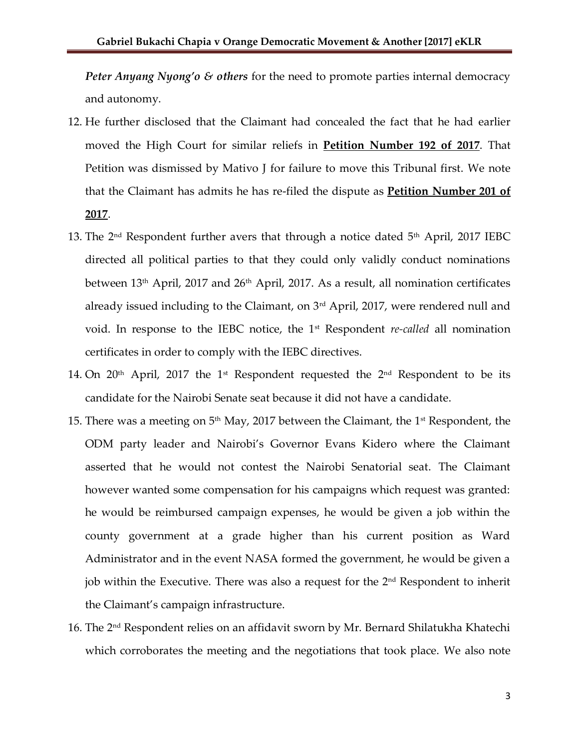***Peter Anyang Nyong'o & others*** for the need to promote parties internal democracy and autonomy.

12. He further disclosed that the Claimant had concealed the fact that he had earlier moved the High Court for similar reliefs in **Petition Number 192 of 2017**. That Petition was dismissed by Mativo J for failure to move this Tribunal first. We note that the Claimant has admits he has re-filed the dispute as **Petition Number 201 of 2017**.
13. The 2nd Respondent further avers that through a notice dated 5th April, 2017 IEBC directed all political parties to that they could only validly conduct nominations between 13th April, 2017 and 26th April, 2017. As a result, all nomination certificates already issued including to the Claimant, on 3rd April, 2017, were rendered null and void. In response to the IEBC notice, the 1st Respondent *re-called* all nomination certificates in order to comply with the IEBC directives.
14. On 20th April, 2017 the 1st Respondent requested the 2nd Respondent to be its candidate for the Nairobi Senate seat because it did not have a candidate.
15. There was a meeting on 5th May, 2017 between the Claimant, the 1st Respondent, the ODM party leader and Nairobi's Governor Evans Kidero where the Claimant asserted that he would not contest the Nairobi Senatorial seat. The Claimant however wanted some compensation for his campaigns which request was granted: he would be reimbursed campaign expenses, he would be given a job within the county government at a grade higher than his current position as Ward Administrator and in the event NASA formed the government, he would be given a job within the Executive. There was also a request for the 2nd Respondent to inherit the Claimant's campaign infrastructure.
16. The 2nd Respondent relies on an affidavit sworn by Mr. Bernard Shilatukha Khatechi which corroborates the meeting and the negotiations that took place. We also note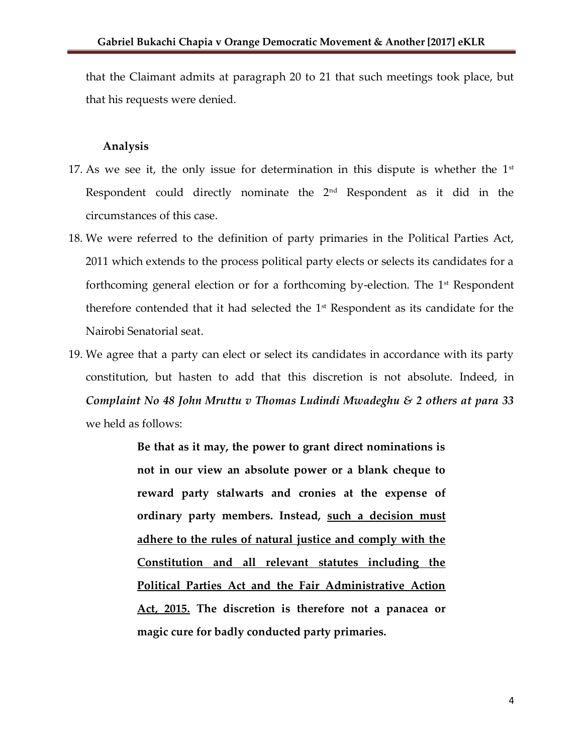that the Claimant admits at paragraph 20 to 21 that such meetings took place, but that his requests were denied.

**Analysis**

17. As we see it, the only issue for determination in this dispute is whether the 1st Respondent could directly nominate the 2nd Respondent as it did in the circumstances of this case.
18. We were referred to the definition of party primaries in the Political Parties Act, 2011 which extends to the process political party elects or selects its candidates for a forthcoming general election or for a forthcoming by-election. The 1st Respondent therefore contended that it had selected the 1st Respondent as its candidate for the Nairobi Senatorial seat.
19. We agree that a party can elect or select its candidates in accordance with its party constitution, but hasten to add that this discretion is not absolute. Indeed, in ***Complaint No 48 John Mruttu v Thomas Ludindi Mwadeghu & 2 others at para 33*** we held as follows:

> **Be that as it may, the power to grant direct nominations is not in our view an absolute power or a blank cheque to reward party stalwarts and cronies at the expense of ordinary party members. Instead, <u>such a decision must adhere to the rules of natural justice and comply with the Constitution and all relevant statutes including the Political Parties Act and the Fair Administrative Action Act, 2015.</u> The discretion is therefore not a panacea or magic cure for badly conducted party primaries.**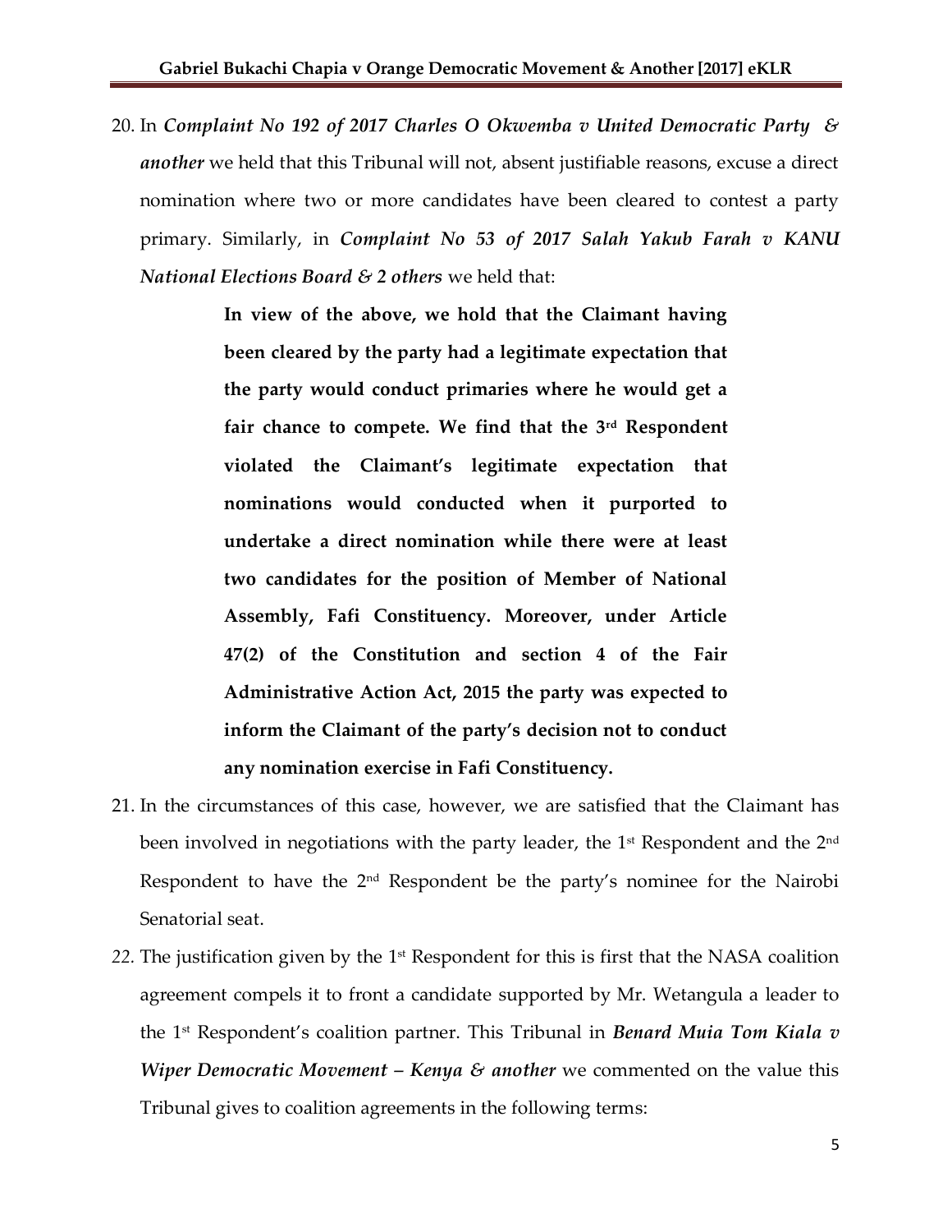20. In ***Complaint No 192 of 2017 Charles O Okwemba v United Democratic Party & another*** we held that this Tribunal will not, absent justifiable reasons, excuse a direct nomination where two or more candidates have been cleared to contest a party primary. Similarly, in ***Complaint No 53 of 2017 Salah Yakub Farah v KANU National Elections Board & 2 others*** we held that:

> **In view of the above, we hold that the Claimant having been cleared by the party had a legitimate expectation that the party would conduct primaries where he would get a fair chance to compete. We find that the 3rd Respondent violated the Claimant's legitimate expectation that nominations would conducted when it purported to undertake a direct nomination while there were at least two candidates for the position of Member of National Assembly, Fafi Constituency. Moreover, under Article 47(2) of the Constitution and section 4 of the Fair Administrative Action Act, 2015 the party was expected to inform the Claimant of the party's decision not to conduct any nomination exercise in Fafi Constituency.**

21. In the circumstances of this case, however, we are satisfied that the Claimant has been involved in negotiations with the party leader, the 1st Respondent and the 2nd Respondent to have the 2nd Respondent be the party's nominee for the Nairobi Senatorial seat.

22. The justification given by the 1st Respondent for this is first that the NASA coalition agreement compels it to front a candidate supported by Mr. Wetangula a leader to the 1st Respondent's coalition partner. This Tribunal in ***Benard Muia Tom Kiala v Wiper Democratic Movement – Kenya & another*** we commented on the value this Tribunal gives to coalition agreements in the following terms: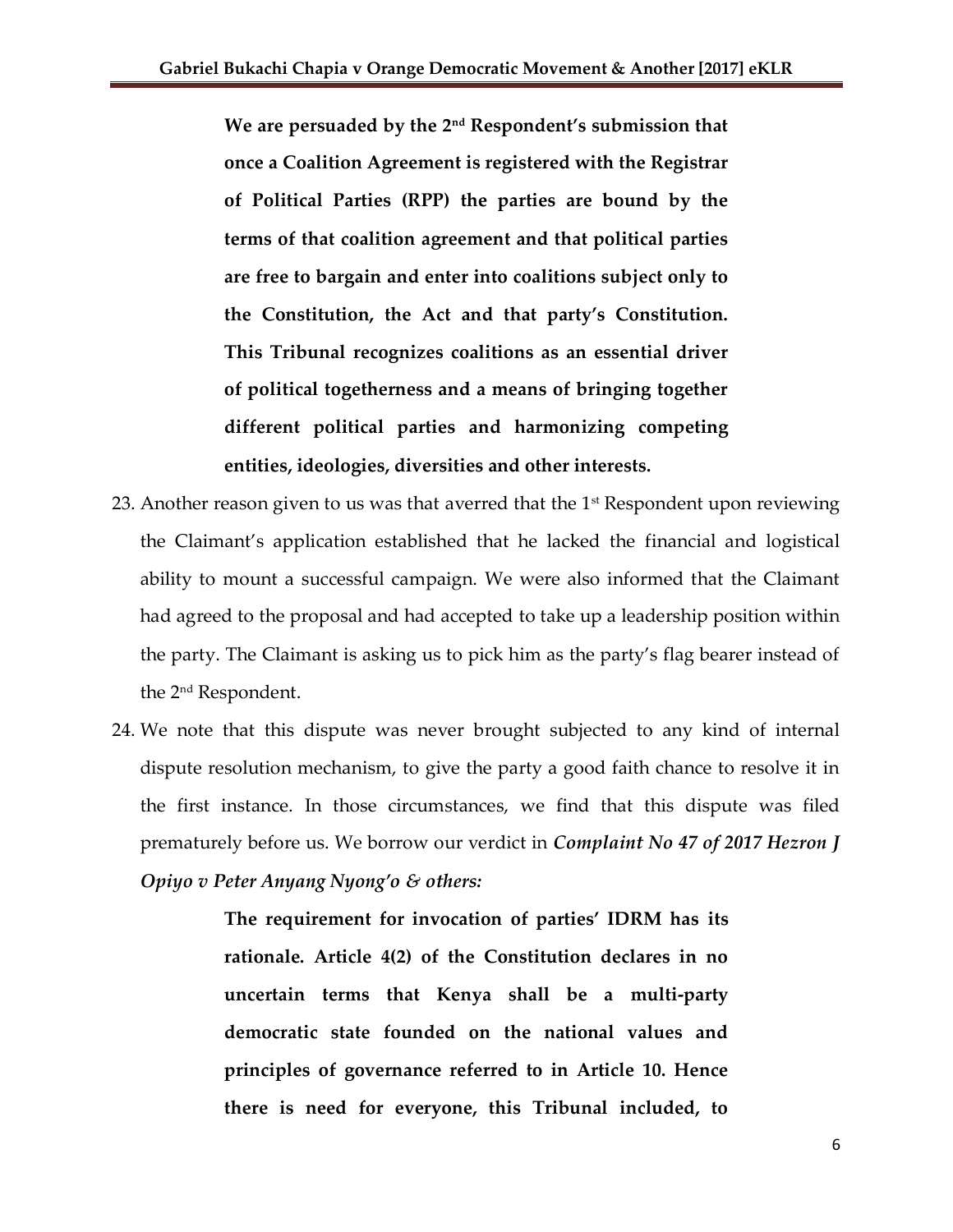> **We are persuaded by the 2nd Respondent's submission that once a Coalition Agreement is registered with the Registrar of Political Parties (RPP) the parties are bound by the terms of that coalition agreement and that political parties are free to bargain and enter into coalitions subject only to the Constitution, the Act and that party's Constitution. This Tribunal recognizes coalitions as an essential driver of political togetherness and a means of bringing together different political parties and harmonizing competing entities, ideologies, diversities and other interests.**

23. Another reason given to us was that averred that the 1st Respondent upon reviewing the Claimant's application established that he lacked the financial and logistical ability to mount a successful campaign. We were also informed that the Claimant had agreed to the proposal and had accepted to take up a leadership position within the party. The Claimant is asking us to pick him as the party's flag bearer instead of the 2nd Respondent.

24. We note that this dispute was never brought subjected to any kind of internal dispute resolution mechanism, to give the party a good faith chance to resolve it in the first instance. In those circumstances, we find that this dispute was filed prematurely before us. We borrow our verdict in ***Complaint No 47 of 2017 Hezron J Opiyo v Peter Anyang Nyong'o & others:***

> **The requirement for invocation of parties' IDRM has its rationale. Article 4(2) of the Constitution declares in no uncertain terms that Kenya shall be a multi-party democratic state founded on the national values and principles of governance referred to in Article 10. Hence there is need for everyone, this Tribunal included, to**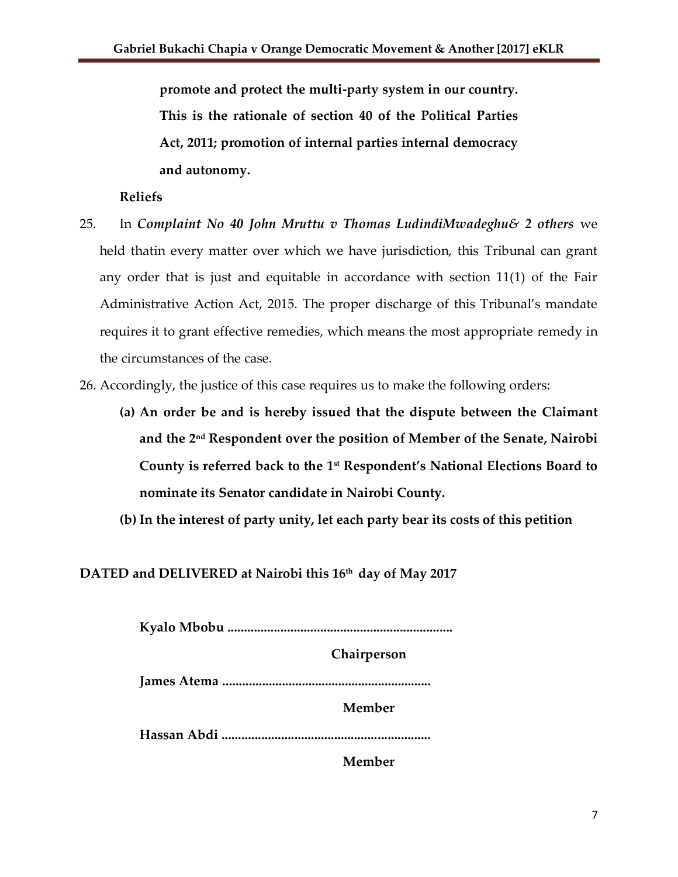**promote and protect the multi-party system in our country. This is the rationale of section 40 of the Political Parties Act, 2011; promotion of internal parties internal democracy and autonomy.**

**Reliefs**

25. In ***Complaint No 40 John Mruttu v Thomas LudindiMwadeghu& 2 others*** we held thatin every matter over which we have jurisdiction, this Tribunal can grant any order that is just and equitable in accordance with section 11(1) of the Fair Administrative Action Act, 2015. The proper discharge of this Tribunal's mandate requires it to grant effective remedies, which means the most appropriate remedy in the circumstances of the case.

26. Accordingly, the justice of this case requires us to make the following orders:

    **(a) An order be and is hereby issued that the dispute between the Claimant and the 2nd Respondent over the position of Member of the Senate, Nairobi County is referred back to the 1st Respondent's National Elections Board to nominate its Senator candidate in Nairobi County.**

    **(b) In the interest of party unity, let each party bear its costs of this petition**

**DATED and DELIVERED at Nairobi this 16th day of May 2017**

**Kyalo Mbobu ....................................................................**

**Chairperson**

**James Atema ..............................................................**

**Member**

**Hassan Abdi ...............................................................**

**Member**